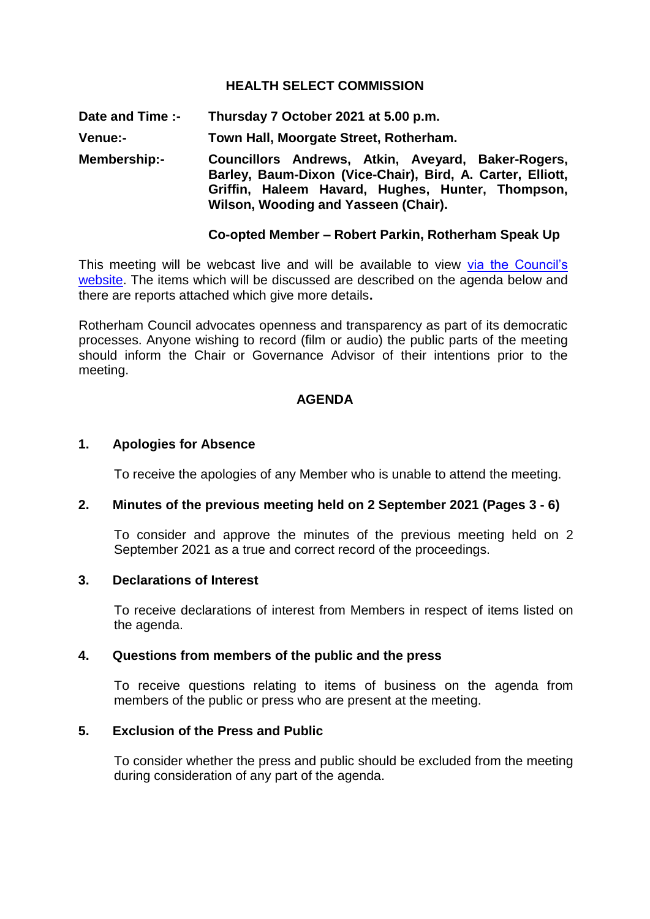# HEALTH SELECT COMMISSION

**Date and Time :-** **Thursday 7 October 2021 at 5.00 p.m.**

**Venue:-** **Town Hall, Moorgate Street, Rotherham.**

**Membership:-** **Councillors Andrews, Atkin, Aveyard, Baker-Rogers, Barley, Baum-Dixon (Vice-Chair), Bird, A. Carter, Elliott, Griffin, Haleem Havard, Hughes, Hunter, Thompson, Wilson, Wooding and Yasseen (Chair).**

**Co-opted Member – Robert Parkin, Rotherham Speak Up**

This meeting will be webcast live and will be available to view via the Council's website. The items which will be discussed are described on the agenda below and there are reports attached which give more details**.**

Rotherham Council advocates openness and transparency as part of its democratic processes. Anyone wishing to record (film or audio) the public parts of the meeting should inform the Chair or Governance Advisor of their intentions prior to the meeting.

## AGENDA

### 1. Apologies for Absence

To receive the apologies of any Member who is unable to attend the meeting.

### 2. Minutes of the previous meeting held on 2 September 2021 (Pages 3 - 6)

To consider and approve the minutes of the previous meeting held on 2 September 2021 as a true and correct record of the proceedings.

### 3. Declarations of Interest

To receive declarations of interest from Members in respect of items listed on the agenda.

### 4. Questions from members of the public and the press

To receive questions relating to items of business on the agenda from members of the public or press who are present at the meeting.

### 5. Exclusion of the Press and Public

To consider whether the press and public should be excluded from the meeting during consideration of any part of the agenda.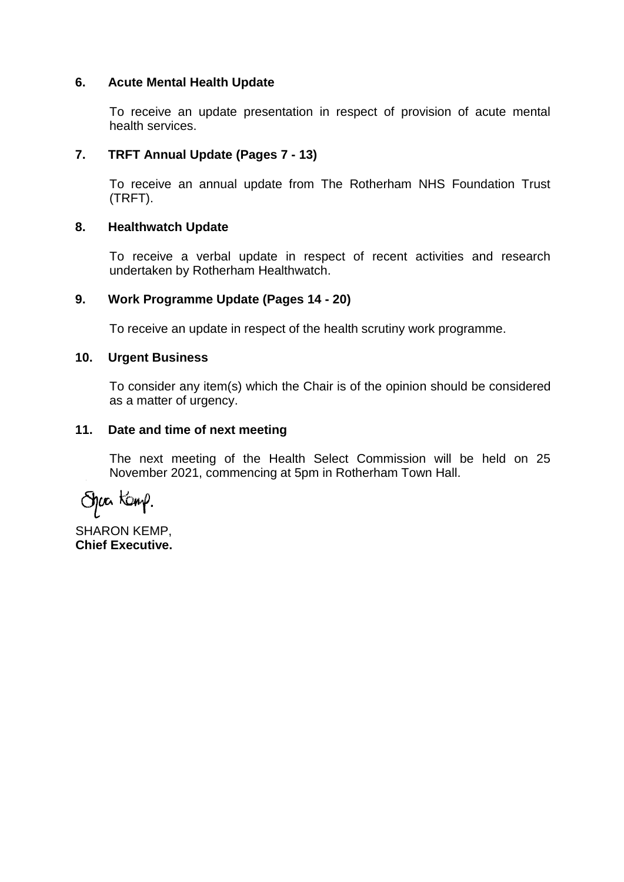**6. Acute Mental Health Update**

To receive an update presentation in respect of provision of acute mental health services.

**7. TRFT Annual Update (Pages 7 - 13)**

To receive an annual update from The Rotherham NHS Foundation Trust (TRFT).

**8. Healthwatch Update**

To receive a verbal update in respect of recent activities and research undertaken by Rotherham Healthwatch.

**9. Work Programme Update (Pages 14 - 20)**

To receive an update in respect of the health scrutiny work programme.

**10. Urgent Business**

To consider any item(s) which the Chair is of the opinion should be considered as a matter of urgency.

**11. Date and time of next meeting**

The next meeting of the Health Select Commission will be held on 25 November 2021, commencing at 5pm in Rotherham Town Hall.

SHARON KEMP,
**Chief Executive.**